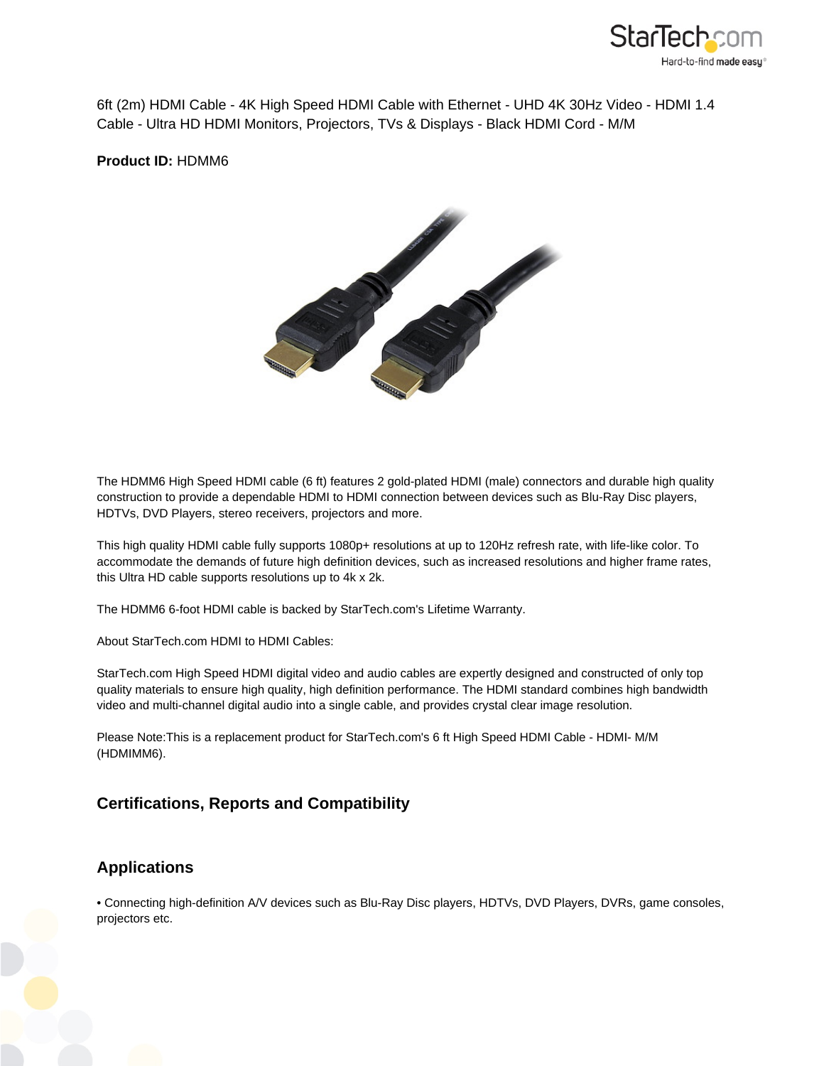6ft (2m) HDMI Cable - 4K High Speed HDMI Cable with Ethernet - UHD 4K 30Hz Video - HDMI 1.4 Cable - Ultra HD HDMI Monitors, Projectors, TVs & Displays - Black HDMI Cord - M/M

**Product ID:** HDMM6

The HDMM6 High Speed HDMI cable (6 ft) features 2 gold-plated HDMI (male) connectors and durable high quality construction to provide a dependable HDMI to HDMI connection between devices such as Blu-Ray Disc players, HDTVs, DVD Players, stereo receivers, projectors and more.

This high quality HDMI cable fully supports 1080p+ resolutions at up to 120Hz refresh rate, with life-like color. To accommodate the demands of future high definition devices, such as increased resolutions and higher frame rates, this Ultra HD cable supports resolutions up to 4k x 2k.

The HDMM6 6-foot HDMI cable is backed by StarTech.com's Lifetime Warranty.

About StarTech.com HDMI to HDMI Cables:

StarTech.com High Speed HDMI digital video and audio cables are expertly designed and constructed of only top quality materials to ensure high quality, high definition performance. The HDMI standard combines high bandwidth video and multi-channel digital audio into a single cable, and provides crystal clear image resolution.

Please Note:This is a replacement product for StarTech.com's 6 ft High Speed HDMI Cable - HDMI- M/M (HDMIMM6).

## Certifications, Reports and Compatibility

## Applications

- Connecting high-definition A/V devices such as Blu-Ray Disc players, HDTVs, DVD Players, DVRs, game consoles, projectors etc.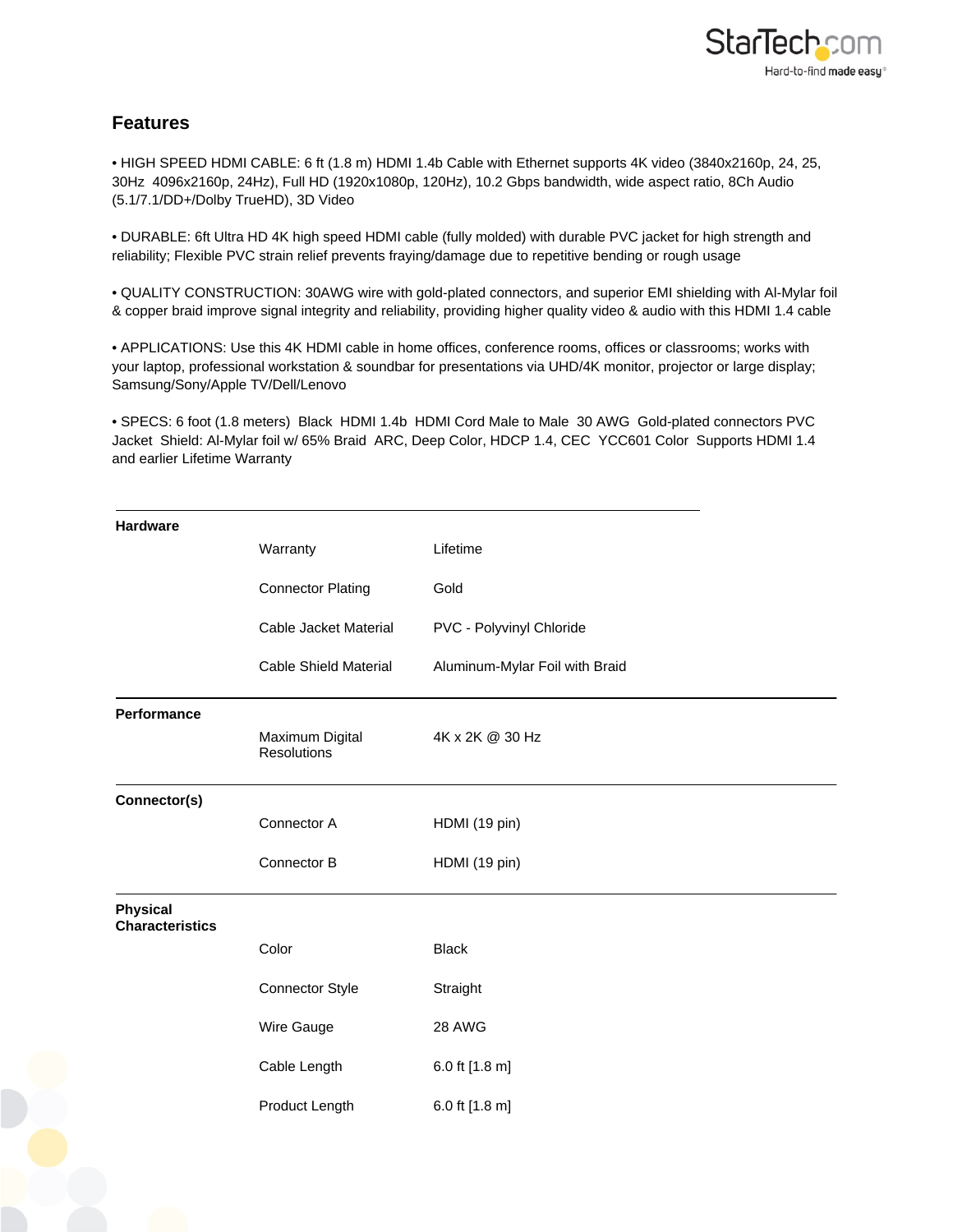## Features

- HIGH SPEED HDMI CABLE: 6 ft (1.8 m) HDMI 1.4b Cable with Ethernet supports 4K video (3840x2160p, 24, 25, 30Hz 4096x2160p, 24Hz), Full HD (1920x1080p, 120Hz), 10.2 Gbps bandwidth, wide aspect ratio, 8Ch Audio (5.1/7.1/DD+/Dolby TrueHD), 3D Video

- DURABLE: 6ft Ultra HD 4K high speed HDMI cable (fully molded) with durable PVC jacket for high strength and reliability; Flexible PVC strain relief prevents fraying/damage due to repetitive bending or rough usage

- QUALITY CONSTRUCTION: 30AWG wire with gold-plated connectors, and superior EMI shielding with Al-Mylar foil & copper braid improve signal integrity and reliability, providing higher quality video & audio with this HDMI 1.4 cable

- APPLICATIONS: Use this 4K HDMI cable in home offices, conference rooms, offices or classrooms; works with your laptop, professional workstation & soundbar for presentations via UHD/4K monitor, projector or large display; Samsung/Sony/Apple TV/Dell/Lenovo

- SPECS: 6 foot (1.8 meters) Black HDMI 1.4b HDMI Cord Male to Male 30 AWG Gold-plated connectors PVC Jacket Shield: Al-Mylar foil w/ 65% Braid ARC, Deep Color, HDCP 1.4, CEC YCC601 Color Supports HDMI 1.4 and earlier Lifetime Warranty

| | | |
|---|---|---|
| **Hardware** | | |
| | Warranty | Lifetime |
| | Connector Plating | Gold |
| | Cable Jacket Material | PVC - Polyvinyl Chloride |
| | Cable Shield Material | Aluminum-Mylar Foil with Braid |
| **Performance** | | |
| | Maximum Digital Resolutions | 4K x 2K @ 30 Hz |
| **Connector(s)** | | |
| | Connector A | HDMI (19 pin) |
| | Connector B | HDMI (19 pin) |
| **Physical Characteristics** | | |
| | Color | Black |
| | Connector Style | Straight |
| | Wire Gauge | 28 AWG |
| | Cable Length | 6.0 ft [1.8 m] |
| | Product Length | 6.0 ft [1.8 m] |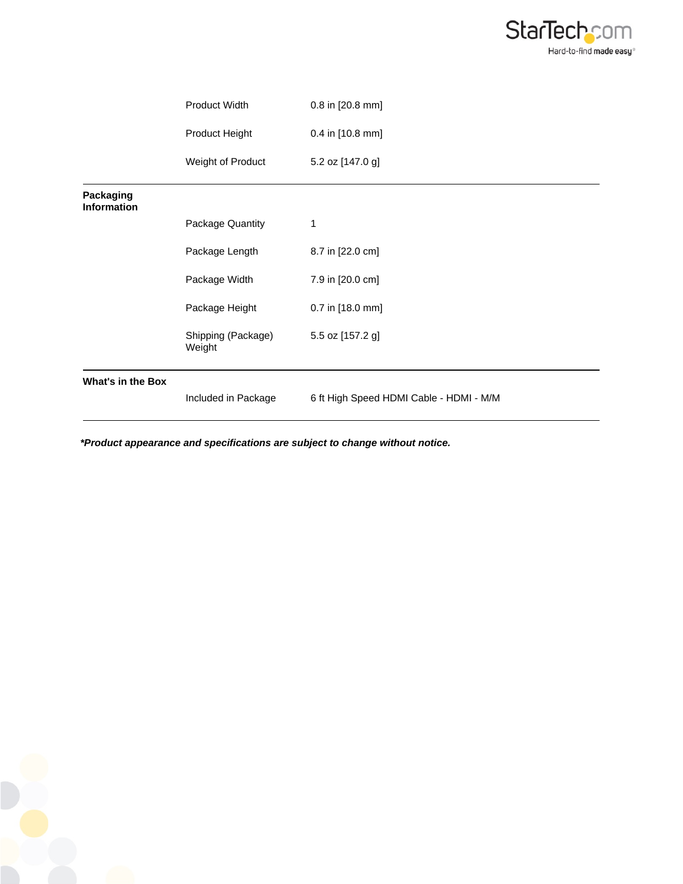| | | |
|---|---|---|
| | Product Width | 0.8 in [20.8 mm] |
| | Product Height | 0.4 in [10.8 mm] |
| | Weight of Product | 5.2 oz [147.0 g] |
| **Packaging Information** | | |
| | Package Quantity | 1 |
| | Package Length | 8.7 in [22.0 cm] |
| | Package Width | 7.9 in [20.0 cm] |
| | Package Height | 0.7 in [18.0 mm] |
| | Shipping (Package) Weight | 5.5 oz [157.2 g] |
| **What's in the Box** | | |
| | Included in Package | 6 ft High Speed HDMI Cable - HDMI - M/M |

***Product appearance and specifications are subject to change without notice.***